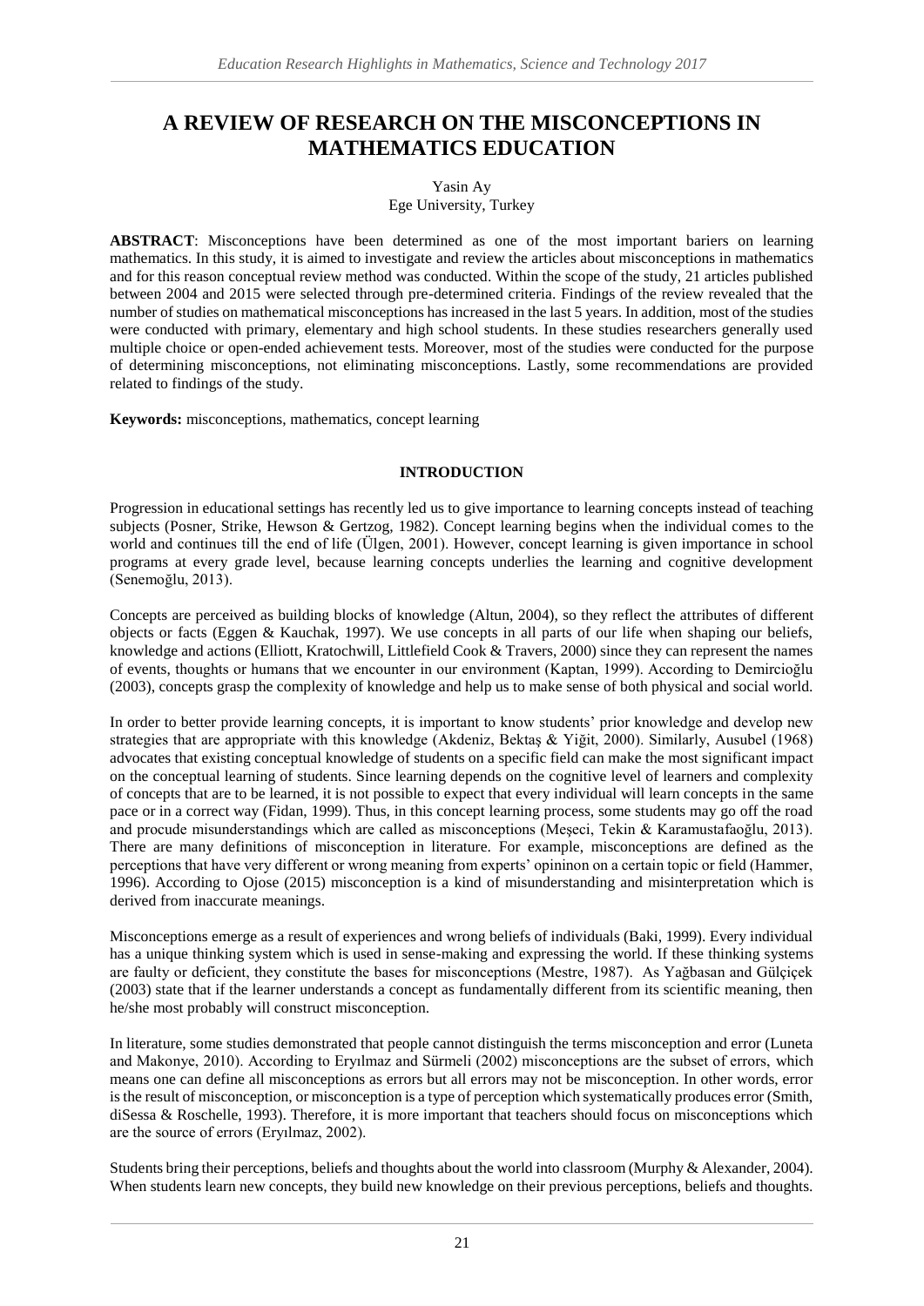# A REVIEW OF RESEARCH ON THE MISCONCEPTIONS IN MATHEMATICS EDUCATION

Yasin Ay
Ege University, Turkey

**ABSTRACT**: Misconceptions have been determined as one of the most important bariers on learning mathematics. In this study, it is aimed to investigate and review the articles about misconceptions in mathematics and for this reason conceptual review method was conducted. Within the scope of the study, 21 articles published between 2004 and 2015 were selected through pre-determined criteria. Findings of the review revealed that the number of studies on mathematical misconceptions has increased in the last 5 years. In addition, most of the studies were conducted with primary, elementary and high school students. In these studies researchers generally used multiple choice or open-ended achievement tests. Moreover, most of the studies were conducted for the purpose of determining misconceptions, not eliminating misconceptions. Lastly, some recommendations are provided related to findings of the study.

**Keywords:** misconceptions, mathematics, concept learning

## INTRODUCTION

Progression in educational settings has recently led us to give importance to learning concepts instead of teaching subjects (Posner, Strike, Hewson & Gertzog, 1982). Concept learning begins when the individual comes to the world and continues till the end of life (Ülgen, 2001). However, concept learning is given importance in school programs at every grade level, because learning concepts underlies the learning and cognitive development (Senemoğlu, 2013).

Concepts are perceived as building blocks of knowledge (Altun, 2004), so they reflect the attributes of different objects or facts (Eggen & Kauchak, 1997). We use concepts in all parts of our life when shaping our beliefs, knowledge and actions (Elliott, Kratochwill, Littlefield Cook & Travers, 2000) since they can represent the names of events, thoughts or humans that we encounter in our environment (Kaptan, 1999). According to Demircioğlu (2003), concepts grasp the complexity of knowledge and help us to make sense of both physical and social world.

In order to better provide learning concepts, it is important to know students' prior knowledge and develop new strategies that are appropriate with this knowledge (Akdeniz, Bektaş & Yiğit, 2000). Similarly, Ausubel (1968) advocates that existing conceptual knowledge of students on a specific field can make the most significant impact on the conceptual learning of students. Since learning depends on the cognitive level of learners and complexity of concepts that are to be learned, it is not possible to expect that every individual will learn concepts in the same pace or in a correct way (Fidan, 1999). Thus, in this concept learning process, some students may go off the road and procude misunderstandings which are called as misconceptions (Meşeci, Tekin & Karamustafaoğlu, 2013). There are many definitions of misconception in literature. For example, misconceptions are defined as the perceptions that have very different or wrong meaning from experts' opininon on a certain topic or field (Hammer, 1996). According to Ojose (2015) misconception is a kind of misunderstanding and misinterpretation which is derived from inaccurate meanings.

Misconceptions emerge as a result of experiences and wrong beliefs of individuals (Baki, 1999). Every individual has a unique thinking system which is used in sense-making and expressing the world. If these thinking systems are faulty or deficient, they constitute the bases for misconceptions (Mestre, 1987). As Yağbasan and Gülçiçek (2003) state that if the learner understands a concept as fundamentally different from its scientific meaning, then he/she most probably will construct misconception.

In literature, some studies demonstrated that people cannot distinguish the terms misconception and error (Luneta and Makonye, 2010). According to Eryılmaz and Sürmeli (2002) misconceptions are the subset of errors, which means one can define all misconceptions as errors but all errors may not be misconception. In other words, error is the result of misconception, or misconception is a type of perception which systematically produces error (Smith, diSessa & Roschelle, 1993). Therefore, it is more important that teachers should focus on misconceptions which are the source of errors (Eryılmaz, 2002).

Students bring their perceptions, beliefs and thoughts about the world into classroom (Murphy & Alexander, 2004). When students learn new concepts, they build new knowledge on their previous perceptions, beliefs and thoughts.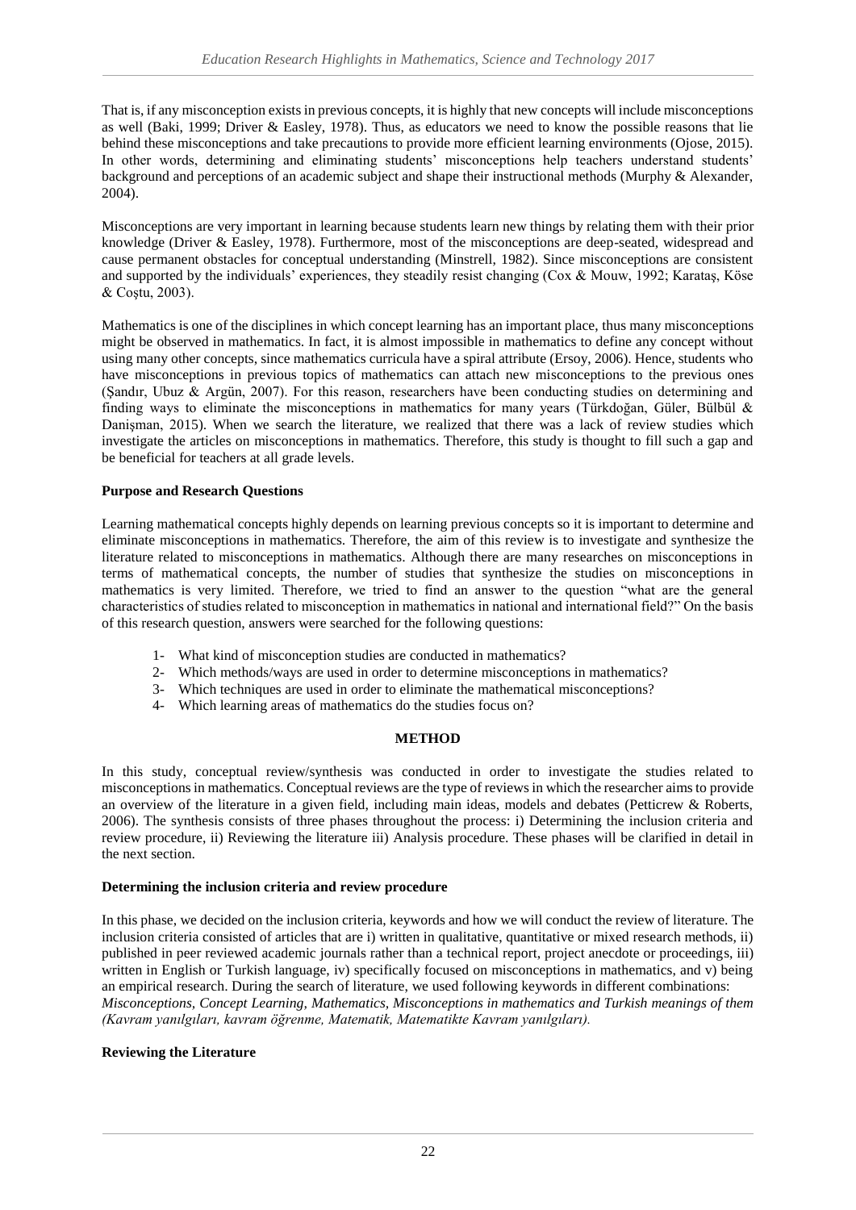That is, if any misconception exists in previous concepts, it is highly that new concepts will include misconceptions as well (Baki, 1999; Driver & Easley, 1978). Thus, as educators we need to know the possible reasons that lie behind these misconceptions and take precautions to provide more efficient learning environments (Ojose, 2015). In other words, determining and eliminating students' misconceptions help teachers understand students' background and perceptions of an academic subject and shape their instructional methods (Murphy & Alexander, 2004).

Misconceptions are very important in learning because students learn new things by relating them with their prior knowledge (Driver & Easley, 1978). Furthermore, most of the misconceptions are deep-seated, widespread and cause permanent obstacles for conceptual understanding (Minstrell, 1982). Since misconceptions are consistent and supported by the individuals' experiences, they steadily resist changing (Cox & Mouw, 1992; Karataş, Köse & Coştu, 2003).

Mathematics is one of the disciplines in which concept learning has an important place, thus many misconceptions might be observed in mathematics. In fact, it is almost impossible in mathematics to define any concept without using many other concepts, since mathematics curricula have a spiral attribute (Ersoy, 2006). Hence, students who have misconceptions in previous topics of mathematics can attach new misconceptions to the previous ones (Şandır, Ubuz & Argün, 2007). For this reason, researchers have been conducting studies on determining and finding ways to eliminate the misconceptions in mathematics for many years (Türkdoğan, Güler, Bülbül & Danişman, 2015). When we search the literature, we realized that there was a lack of review studies which investigate the articles on misconceptions in mathematics. Therefore, this study is thought to fill such a gap and be beneficial for teachers at all grade levels.

**Purpose and Research Questions**

Learning mathematical concepts highly depends on learning previous concepts so it is important to determine and eliminate misconceptions in mathematics. Therefore, the aim of this review is to investigate and synthesize the literature related to misconceptions in mathematics. Although there are many researches on misconceptions in terms of mathematical concepts, the number of studies that synthesize the studies on misconceptions in mathematics is very limited. Therefore, we tried to find an answer to the question "what are the general characteristics of studies related to misconception in mathematics in national and international field?" On the basis of this research question, answers were searched for the following questions:

1- What kind of misconception studies are conducted in mathematics?
2- Which methods/ways are used in order to determine misconceptions in mathematics?
3- Which techniques are used in order to eliminate the mathematical misconceptions?
4- Which learning areas of mathematics do the studies focus on?

## METHOD

In this study, conceptual review/synthesis was conducted in order to investigate the studies related to misconceptions in mathematics. Conceptual reviews are the type of reviews in which the researcher aims to provide an overview of the literature in a given field, including main ideas, models and debates (Petticrew & Roberts, 2006). The synthesis consists of three phases throughout the process: i) Determining the inclusion criteria and review procedure, ii) Reviewing the literature iii) Analysis procedure. These phases will be clarified in detail in the next section.

**Determining the inclusion criteria and review procedure**

In this phase, we decided on the inclusion criteria, keywords and how we will conduct the review of literature. The inclusion criteria consisted of articles that are i) written in qualitative, quantitative or mixed research methods, ii) published in peer reviewed academic journals rather than a technical report, project anecdote or proceedings, iii) written in English or Turkish language, iv) specifically focused on misconceptions in mathematics, and v) being an empirical research. During the search of literature, we used following keywords in different combinations: *Misconceptions, Concept Learning, Mathematics, Misconceptions in mathematics and Turkish meanings of them (Kavram yanılgıları, kavram öğrenme, Matematik, Matematikte Kavram yanılgıları).*

**Reviewing the Literature**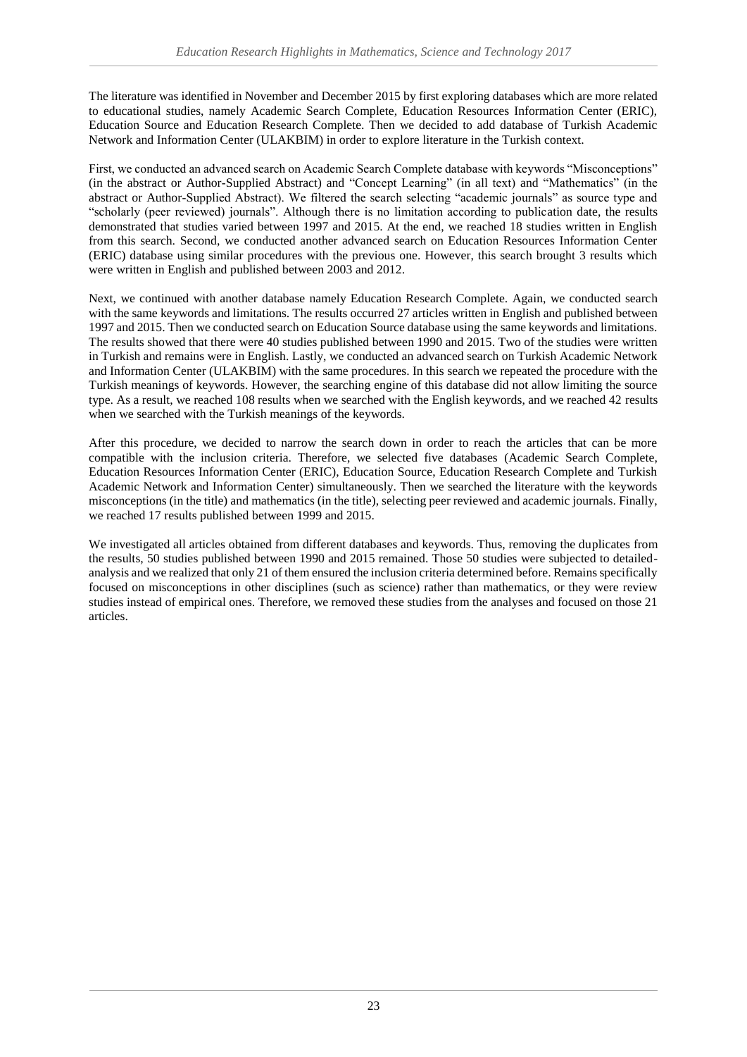The literature was identified in November and December 2015 by first exploring databases which are more related to educational studies, namely Academic Search Complete, Education Resources Information Center (ERIC), Education Source and Education Research Complete. Then we decided to add database of Turkish Academic Network and Information Center (ULAKBIM) in order to explore literature in the Turkish context.

First, we conducted an advanced search on Academic Search Complete database with keywords "Misconceptions" (in the abstract or Author-Supplied Abstract) and "Concept Learning" (in all text) and "Mathematics" (in the abstract or Author-Supplied Abstract). We filtered the search selecting "academic journals" as source type and "scholarly (peer reviewed) journals". Although there is no limitation according to publication date, the results demonstrated that studies varied between 1997 and 2015. At the end, we reached 18 studies written in English from this search. Second, we conducted another advanced search on Education Resources Information Center (ERIC) database using similar procedures with the previous one. However, this search brought 3 results which were written in English and published between 2003 and 2012.

Next, we continued with another database namely Education Research Complete. Again, we conducted search with the same keywords and limitations. The results occurred 27 articles written in English and published between 1997 and 2015. Then we conducted search on Education Source database using the same keywords and limitations. The results showed that there were 40 studies published between 1990 and 2015. Two of the studies were written in Turkish and remains were in English. Lastly, we conducted an advanced search on Turkish Academic Network and Information Center (ULAKBIM) with the same procedures. In this search we repeated the procedure with the Turkish meanings of keywords. However, the searching engine of this database did not allow limiting the source type. As a result, we reached 108 results when we searched with the English keywords, and we reached 42 results when we searched with the Turkish meanings of the keywords.

After this procedure, we decided to narrow the search down in order to reach the articles that can be more compatible with the inclusion criteria. Therefore, we selected five databases (Academic Search Complete, Education Resources Information Center (ERIC), Education Source, Education Research Complete and Turkish Academic Network and Information Center) simultaneously. Then we searched the literature with the keywords misconceptions (in the title) and mathematics (in the title), selecting peer reviewed and academic journals. Finally, we reached 17 results published between 1999 and 2015.

We investigated all articles obtained from different databases and keywords. Thus, removing the duplicates from the results, 50 studies published between 1990 and 2015 remained. Those 50 studies were subjected to detailed-analysis and we realized that only 21 of them ensured the inclusion criteria determined before. Remains specifically focused on misconceptions in other disciplines (such as science) rather than mathematics, or they were review studies instead of empirical ones. Therefore, we removed these studies from the analyses and focused on those 21 articles.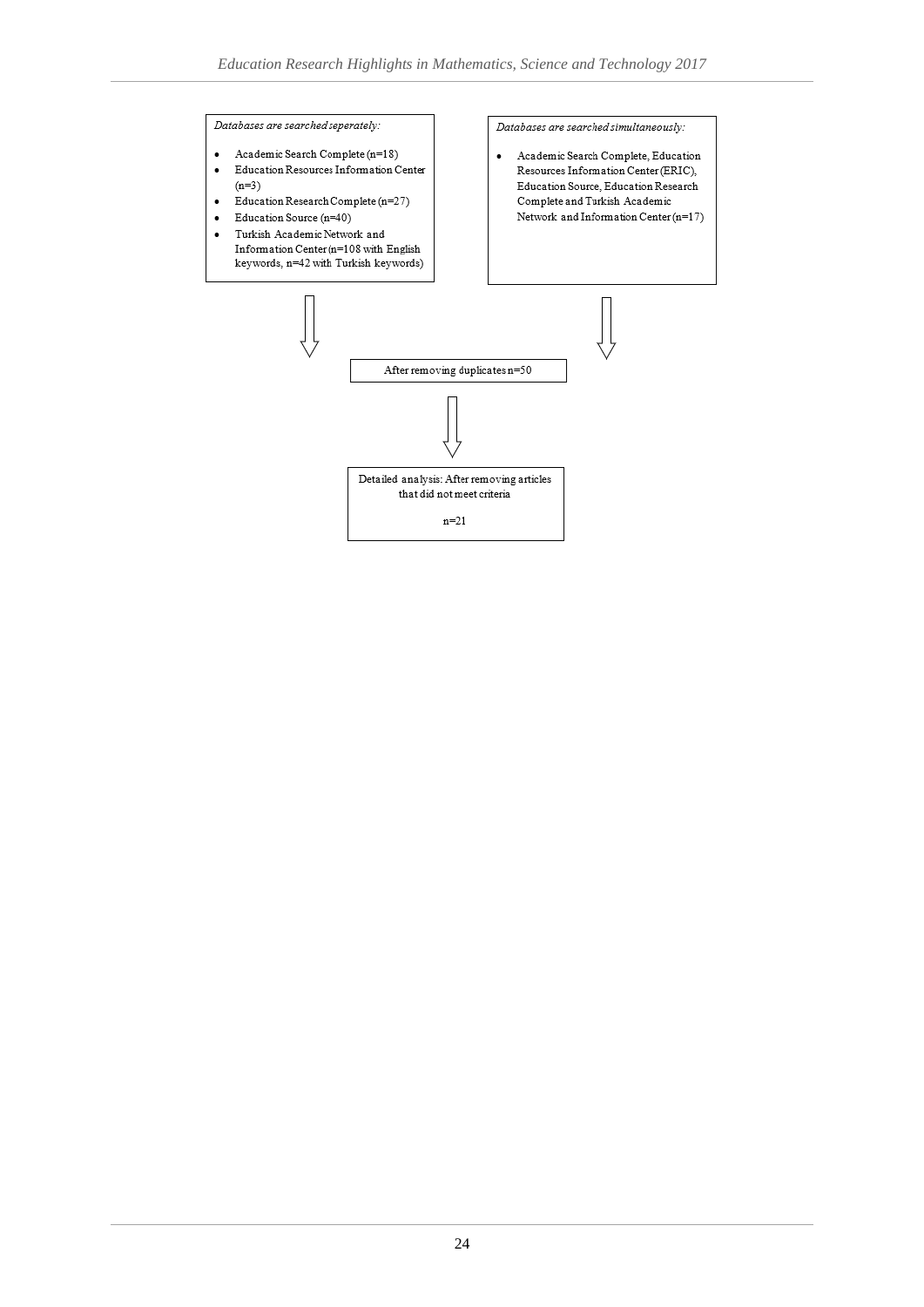*Databases are searched seperately:*

- Academic Search Complete (n=18)
- Education Resources Information Center (n=3)
- Education Research Complete (n=27)
- Education Source (n=40)
- Turkish Academic Network and Information Center (n=108 with English keywords, n=42 with Turkish keywords)

*Databases are searched simultaneously:*

- Academic Search Complete, Education Resources Information Center (ERIC), Education Source, Education Research Complete and Turkish Academic Network and Information Center (n=17)

After removing duplicates n=50

Detailed analysis: After removing articles that did not meet criteria

n=21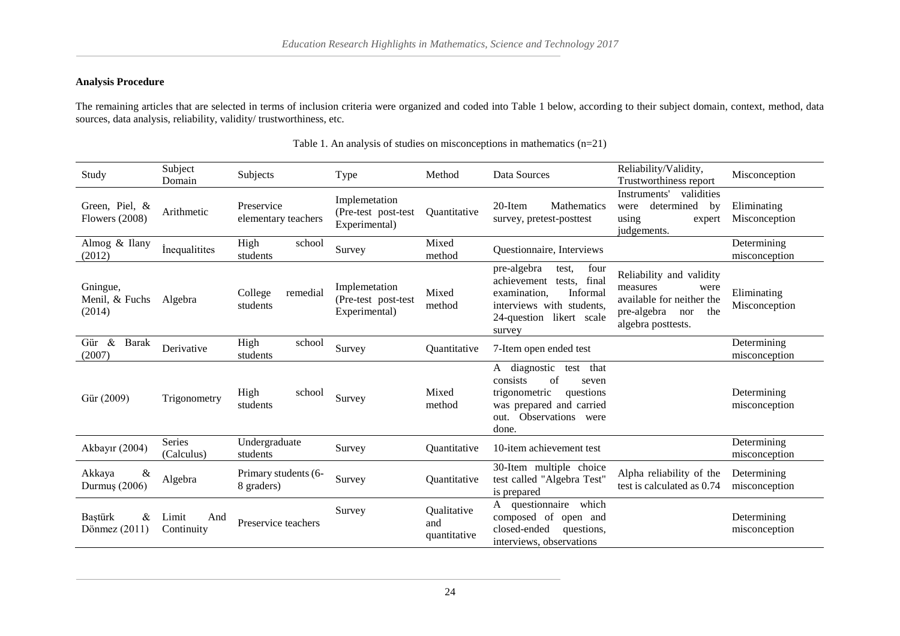**Analysis Procedure**

The remaining articles that are selected in terms of inclusion criteria were organized and coded into Table 1 below, according to their subject domain, context, method, data sources, data analysis, reliability, validity/ trustworthiness, etc.

Table 1. An analysis of studies on misconceptions in mathematics (n=21)

| Study | Subject Domain | Subjects | Type | Method | Data Sources | Reliability/Validity, Trustworthiness report | Misconception |
|---|---|---|---|---|---|---|---|
| Green, Piel, & Flowers (2008) | Arithmetic | Preservice elementary teachers | Implemetation (Pre-test post-test Experimental) | Quantitative | 20-Item Mathematics survey, pretest-posttest | Instruments' validities were determined by using expert judgements. | Eliminating Misconception |
| Almog & Ilany (2012) | İnequalitites | High school students | Survey | Mixed method | Questionnaire, Interviews | | Determining misconception |
| Gningue, Menil, & Fuchs (2014) | Algebra | College remedial students | Implemetation (Pre-test post-test Experimental) | Mixed method | pre-algebra test, four achievement tests, final examination, Informal interviews with students, 24-question likert scale survey | Reliability and validity measures were available for neither the pre-algebra nor the algebra posttests. | Eliminating Misconception |
| Gür & Barak (2007) | Derivative | High school students | Survey | Quantitative | 7-Item open ended test | | Determining misconception |
| Gür (2009) | Trigonometry | High school students | Survey | Mixed method | A diagnostic test that consists of seven trigonometric questions was prepared and carried out. Observations were done. | | Determining misconception |
| Akbayır (2004) | Series (Calculus) | Undergraduate students | Survey | Quantitative | 10-item achievement test | | Determining misconception |
| Akkaya & Durmuş (2006) | Algebra | Primary students (6-8 graders) | Survey | Quantitative | 30-Item multiple choice test called "Algebra Test" is prepared | Alpha reliability of the test is calculated as 0.74 | Determining misconception |
| Baştürk & Dönmez (2011) | Limit And Continuity | Preservice teachers | Survey | Qualitative and quantitative | A questionnaire which composed of open and closed-ended questions, interviews, observations | | Determining misconception |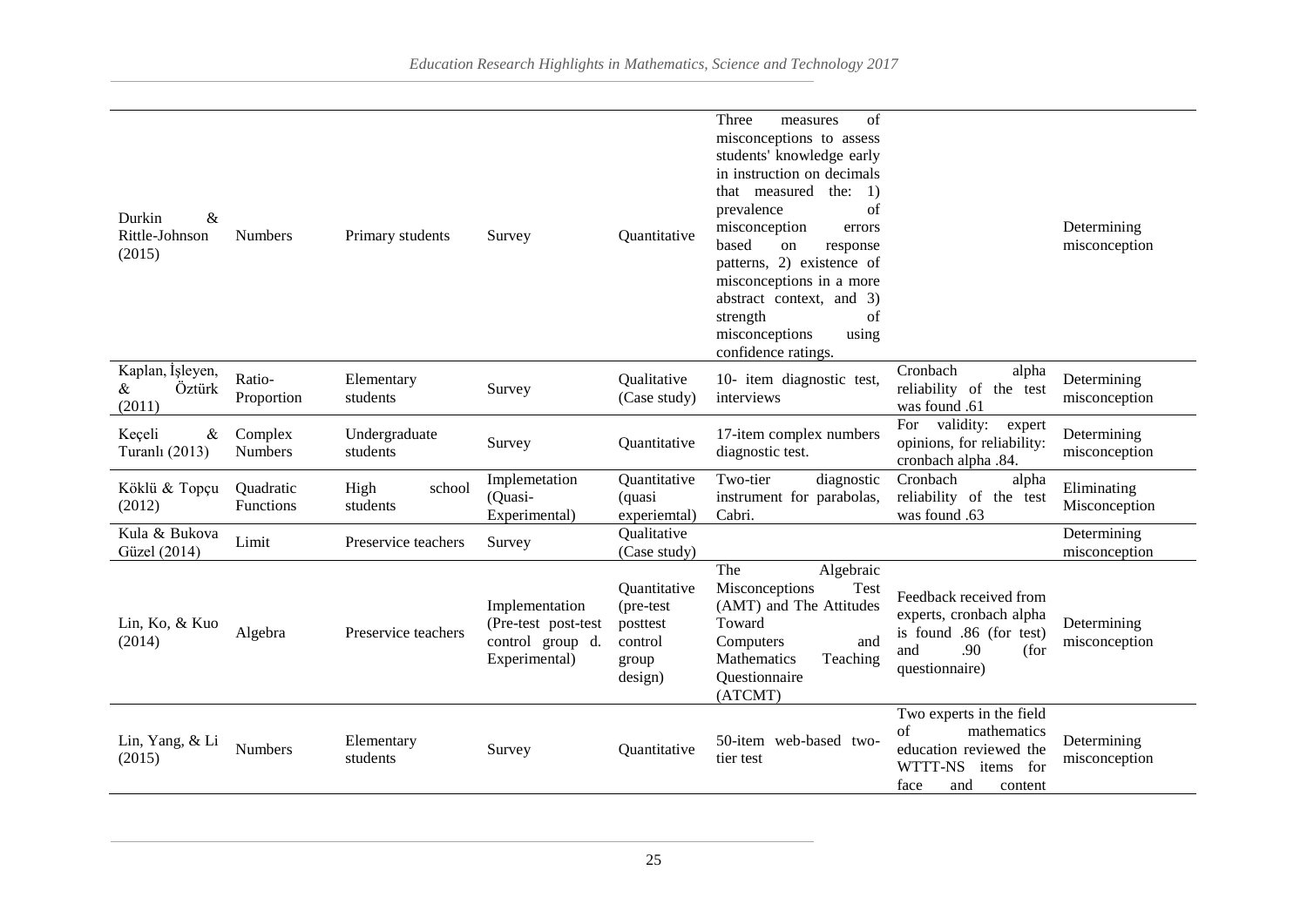| | | | | | | | |
|---|---|---|---|---|---|---|---|
| Durkin & Rittle-Johnson (2015) | Numbers | Primary students | Survey | Quantitative | Three measures of misconceptions to assess students' knowledge early in instruction on decimals that measured the: 1) prevalence of misconception errors based on response patterns, 2) existence of misconceptions in a more abstract context, and 3) strength of misconceptions using confidence ratings. | | Determining misconception |
| Kaplan, İşleyen, & Öztürk (2011) | Ratio-Proportion | Elementary students | Survey | Qualitative (Case study) | 10- item diagnostic test, interviews | Cronbach alpha reliability of the test was found .61 | Determining misconception |
| Keçeli & Turanlı (2013) | Complex Numbers | Undergraduate students | Survey | Quantitative | 17-item complex numbers diagnostic test. | For validity: expert opinions, for reliability: cronbach alpha .84. | Determining misconception |
| Köklü & Topçu (2012) | Quadratic Functions | High school students | Implemetation (Quasi-Experimental) | Quantitative (quasi experiemtal) | Two-tier diagnostic instrument for parabolas, Cabri. | Cronbach alpha reliability of the test was found .63 | Eliminating Misconception |
| Kula & Bukova Güzel (2014) | Limit | Preservice teachers | Survey | Qualitative (Case study) | | | Determining misconception |
| Lin, Ko, & Kuo (2014) | Algebra | Preservice teachers | Implementation (Pre-test post-test control group d. Experimental) | Quantitative (pre-test posttest control group design) | The Algebraic Misconceptions Test (AMT) and The Attitudes Toward Computers and Mathematics Teaching Questionnaire (ATCMT) | Feedback received from experts, cronbach alpha is found .86 (for test) and .90 (for questionnaire) | Determining misconception |
| Lin, Yang, & Li (2015) | Numbers | Elementary students | Survey | Quantitative | 50-item web-based two-tier test | Two experts in the field of mathematics education reviewed the WTTT-NS items for face and content | Determining misconception |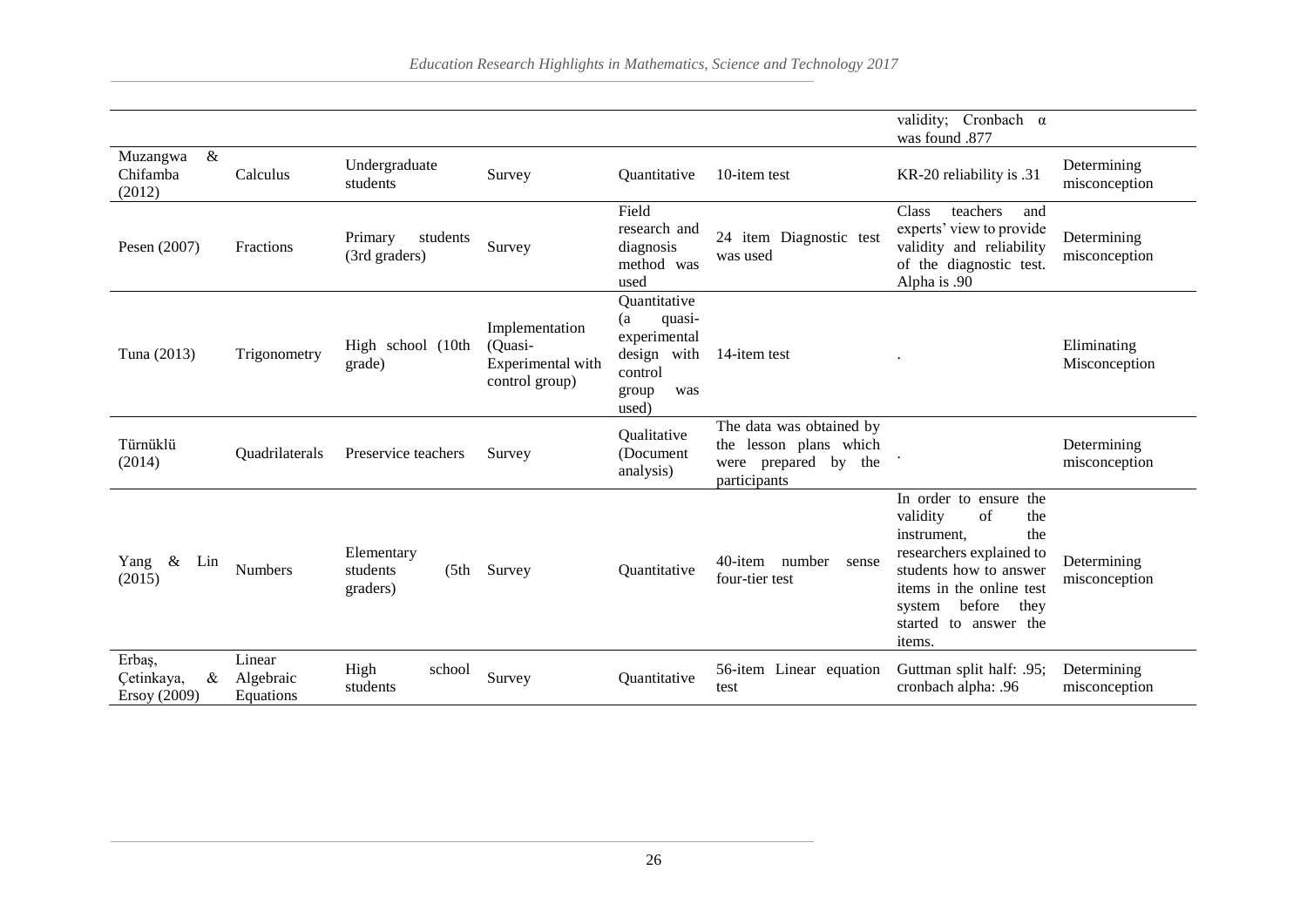| | | | | | | | |
|---|---|---|---|---|---|---|---|
| | | | | | | validity; Cronbach α was found .877 | |
| Muzangwa & Chifamba (2012) | Calculus | Undergraduate students | Survey | Quantitative | 10-item test | KR-20 reliability is .31 | Determining misconception |
| Pesen (2007) | Fractions | Primary students (3rd graders) | Survey | Field research and diagnosis method was used | 24 item Diagnostic test was used | Class teachers and experts' view to provide validity and reliability of the diagnostic test. Alpha is .90 | Determining misconception |
| Tuna (2013) | Trigonometry | High school (10th grade) | Implementation (Quasi-Experimental with control group) | Quantitative (a quasi-experimental design with control group was used) | 14-item test | . | Eliminating Misconception |
| Türnüklü (2014) | Quadrilaterals | Preservice teachers | Survey | Qualitative (Document analysis) | The data was obtained by the lesson plans which were prepared by the participants | . | Determining misconception |
| Yang & Lin (2015) | Numbers | Elementary students (5th graders) | Survey | Quantitative | 40-item number sense four-tier test | In order to ensure the validity of the instrument, the researchers explained to students how to answer items in the online test system before they started to answer the items. | Determining misconception |
| Erbaş, Çetinkaya, & Ersoy (2009) | Linear Algebraic Equations | High school students | Survey | Quantitative | 56-item Linear equation test | Guttman split half: .95; cronbach alpha: .96 | Determining misconception |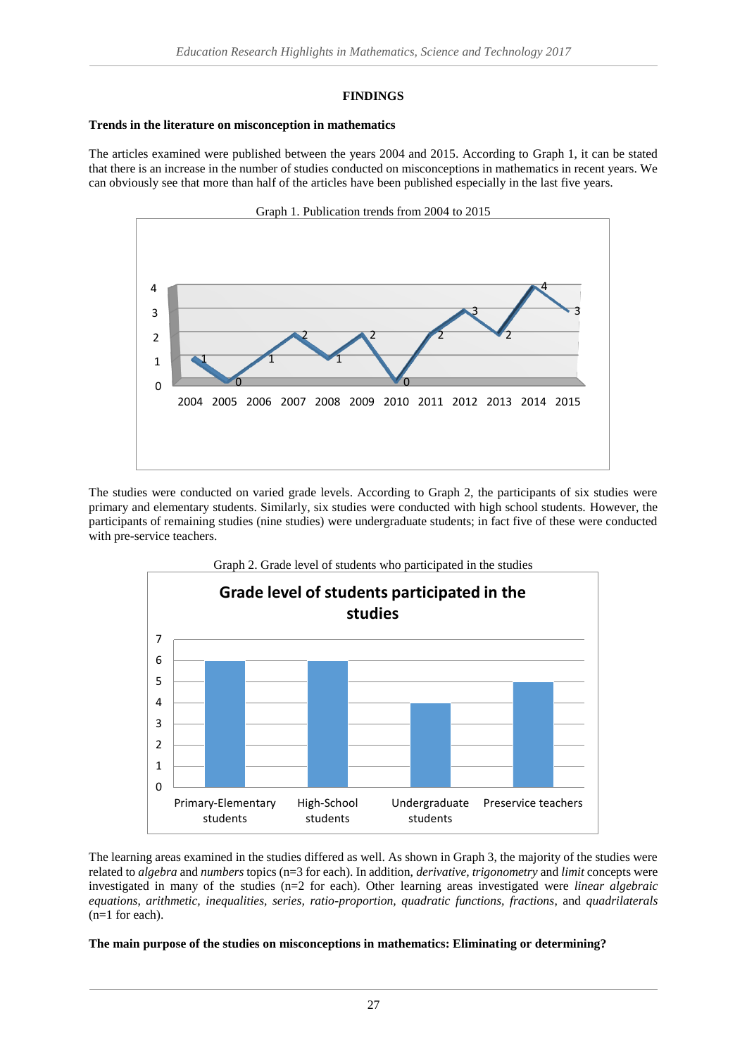## FINDINGS

### Trends in the literature on misconception in mathematics

The articles examined were published between the years 2004 and 2015. According to Graph 1, it can be stated that there is an increase in the number of studies conducted on misconceptions in mathematics in recent years. We can obviously see that more than half of the articles have been published especially in the last five years.

Graph 1. Publication trends from 2004 to 2015

| Year | 2004 | 2005 | 2006 | 2007 | 2008 | 2009 | 2010 | 2011 | 2012 | 2013 | 2014 | 2015 |
|---|---|---|---|---|---|---|---|---|---|---|---|---|
| Number of studies | 1 | 0 | 1 | 2 | 1 | 2 | 0 | 2 | 3 | 2 | 4 | 3 |

The studies were conducted on varied grade levels. According to Graph 2, the participants of six studies were primary and elementary students. Similarly, six studies were conducted with high school students. However, the participants of remaining studies (nine studies) were undergraduate students; in fact five of these were conducted with pre-service teachers.

Graph 2. Grade level of students who participated in the studies

**Grade level of students participated in the studies**

| Primary-Elementary students | High-School students | Undergraduate students | Preservice teachers |
|---|---|---|---|
| 6 | 6 | 4 | 5 |

The learning areas examined in the studies differed as well. As shown in Graph 3, the majority of the studies were related to *algebra* and *numbers* topics (n=3 for each). In addition, *derivative*, *trigonometry* and *limit* concepts were investigated in many of the studies (n=2 for each). Other learning areas investigated were *linear algebraic equations*, *arithmetic*, *inequalities*, *series*, *ratio-proportion*, *quadratic functions*, *fractions*, and *quadrilaterals* (n=1 for each).

### The main purpose of the studies on misconceptions in mathematics: Eliminating or determining?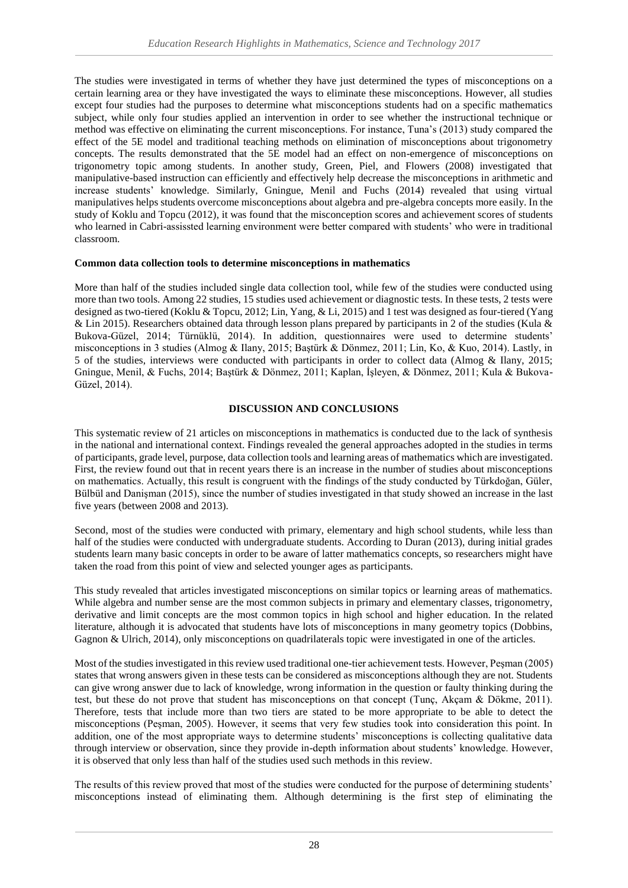The studies were investigated in terms of whether they have just determined the types of misconceptions on a certain learning area or they have investigated the ways to eliminate these misconceptions. However, all studies except four studies had the purposes to determine what misconceptions students had on a specific mathematics subject, while only four studies applied an intervention in order to see whether the instructional technique or method was effective on eliminating the current misconceptions. For instance, Tuna's (2013) study compared the effect of the 5E model and traditional teaching methods on elimination of misconceptions about trigonometry concepts. The results demonstrated that the 5E model had an effect on non-emergence of misconceptions on trigonometry topic among students. In another study, Green, Piel, and Flowers (2008) investigated that manipulative-based instruction can efficiently and effectively help decrease the misconceptions in arithmetic and increase students' knowledge. Similarly, Gningue, Menil and Fuchs (2014) revealed that using virtual manipulatives helps students overcome misconceptions about algebra and pre-algebra concepts more easily. In the study of Koklu and Topcu (2012), it was found that the misconception scores and achievement scores of students who learned in Cabri-assissted learning environment were better compared with students' who were in traditional classroom.

**Common data collection tools to determine misconceptions in mathematics**

More than half of the studies included single data collection tool, while few of the studies were conducted using more than two tools. Among 22 studies, 15 studies used achievement or diagnostic tests. In these tests, 2 tests were designed as two-tiered (Koklu & Topcu, 2012; Lin, Yang, & Li, 2015) and 1 test was designed as four-tiered (Yang & Lin 2015). Researchers obtained data through lesson plans prepared by participants in 2 of the studies (Kula & Bukova-Güzel, 2014; Türnüklü, 2014). In addition, questionnaires were used to determine students' misconceptions in 3 studies (Almog & Ilany, 2015; Baştürk & Dönmez, 2011; Lin, Ko, & Kuo, 2014). Lastly, in 5 of the studies, interviews were conducted with participants in order to collect data (Almog & Ilany, 2015; Gningue, Menil, & Fuchs, 2014; Baştürk & Dönmez, 2011; Kaplan, İşleyen, & Dönmez, 2011; Kula & Bukova-Güzel, 2014).

## DISCUSSION AND CONCLUSIONS

This systematic review of 21 articles on misconceptions in mathematics is conducted due to the lack of synthesis in the national and international context. Findings revealed the general approaches adopted in the studies in terms of participants, grade level, purpose, data collection tools and learning areas of mathematics which are investigated. First, the review found out that in recent years there is an increase in the number of studies about misconceptions on mathematics. Actually, this result is congruent with the findings of the study conducted by Türkdoğan, Güler, Bülbül and Danişman (2015), since the number of studies investigated in that study showed an increase in the last five years (between 2008 and 2013).

Second, most of the studies were conducted with primary, elementary and high school students, while less than half of the studies were conducted with undergraduate students. According to Duran (2013), during initial grades students learn many basic concepts in order to be aware of latter mathematics concepts, so researchers might have taken the road from this point of view and selected younger ages as participants.

This study revealed that articles investigated misconceptions on similar topics or learning areas of mathematics. While algebra and number sense are the most common subjects in primary and elementary classes, trigonometry, derivative and limit concepts are the most common topics in high school and higher education. In the related literature, although it is advocated that students have lots of misconceptions in many geometry topics (Dobbins, Gagnon & Ulrich, 2014), only misconceptions on quadrilaterals topic were investigated in one of the articles.

Most of the studies investigated in this review used traditional one-tier achievement tests. However, Peşman (2005) states that wrong answers given in these tests can be considered as misconceptions although they are not. Students can give wrong answer due to lack of knowledge, wrong information in the question or faulty thinking during the test, but these do not prove that student has misconceptions on that concept (Tunç, Akçam & Dökme, 2011). Therefore, tests that include more than two tiers are stated to be more appropriate to be able to detect the misconceptions (Peşman, 2005). However, it seems that very few studies took into consideration this point. In addition, one of the most appropriate ways to determine students' misconceptions is collecting qualitative data through interview or observation, since they provide in-depth information about students' knowledge. However, it is observed that only less than half of the studies used such methods in this review.

The results of this review proved that most of the studies were conducted for the purpose of determining students' misconceptions instead of eliminating them. Although determining is the first step of eliminating the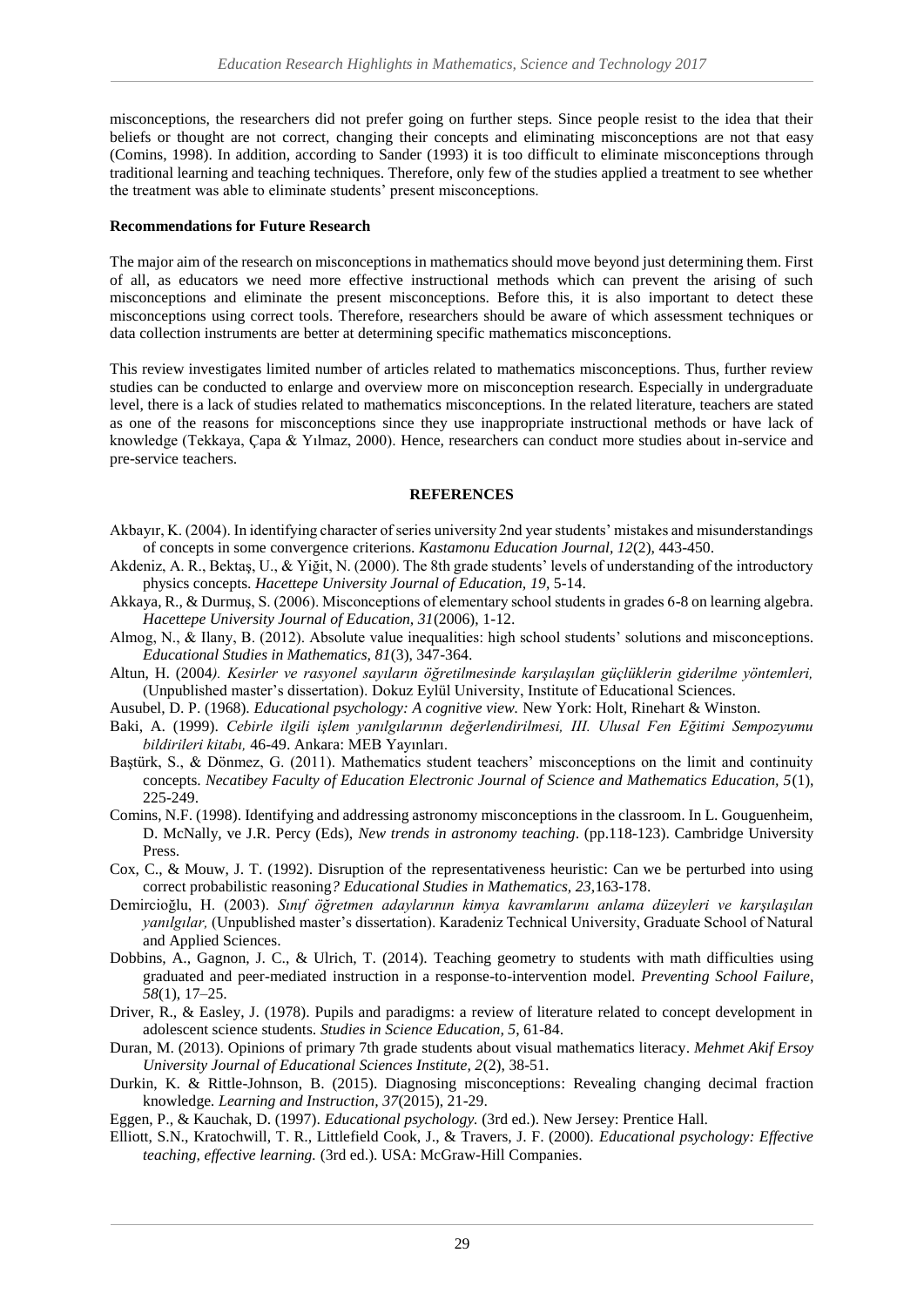misconceptions, the researchers did not prefer going on further steps. Since people resist to the idea that their beliefs or thought are not correct, changing their concepts and eliminating misconceptions are not that easy (Comins, 1998). In addition, according to Sander (1993) it is too difficult to eliminate misconceptions through traditional learning and teaching techniques. Therefore, only few of the studies applied a treatment to see whether the treatment was able to eliminate students' present misconceptions.

**Recommendations for Future Research**

The major aim of the research on misconceptions in mathematics should move beyond just determining them. First of all, as educators we need more effective instructional methods which can prevent the arising of such misconceptions and eliminate the present misconceptions. Before this, it is also important to detect these misconceptions using correct tools. Therefore, researchers should be aware of which assessment techniques or data collection instruments are better at determining specific mathematics misconceptions.

This review investigates limited number of articles related to mathematics misconceptions. Thus, further review studies can be conducted to enlarge and overview more on misconception research. Especially in undergraduate level, there is a lack of studies related to mathematics misconceptions. In the related literature, teachers are stated as one of the reasons for misconceptions since they use inappropriate instructional methods or have lack of knowledge (Tekkaya, Çapa & Yılmaz, 2000). Hence, researchers can conduct more studies about in-service and pre-service teachers.

## REFERENCES

Akbayır, K. (2004). In identifying character of series university 2nd year students' mistakes and misunderstandings of concepts in some convergence criterions. *Kastamonu Education Journal, 12*(2), 443-450.

Akdeniz, A. R., Bektaş, U., & Yiğit, N. (2000). The 8th grade students' levels of understanding of the introductory physics concepts. *Hacettepe University Journal of Education, 19*, 5-14.

Akkaya, R., & Durmuş, S. (2006). Misconceptions of elementary school students in grades 6-8 on learning algebra. *Hacettepe University Journal of Education, 31*(2006), 1-12.

Almog, N., & Ilany, B. (2012). Absolute value inequalities: high school students' solutions and misconceptions. *Educational Studies in Mathematics, 81*(3), 347-364.

Altun, H. (2004*). Kesirler ve rasyonel sayıların öğretilmesinde karşılaşılan güçlüklerin giderilme yöntemleri,* (Unpublished master's dissertation). Dokuz Eylül University, Institute of Educational Sciences.

Ausubel, D. P. (1968). *Educational psychology: A cognitive view.* New York: Holt, Rinehart & Winston.

Baki, A. (1999). *Cebirle ilgili işlem yanılgılarının değerlendirilmesi, III. Ulusal Fen Eğitimi Sempozyumu bildirileri kitabı,* 46-49. Ankara: MEB Yayınları.

Baştürk, S., & Dönmez, G. (2011). Mathematics student teachers' misconceptions on the limit and continuity concepts. *Necatibey Faculty of Education Electronic Journal of Science and Mathematics Education, 5*(1), 225-249.

Comins, N.F. (1998). Identifying and addressing astronomy misconceptions in the classroom. In L. Gouguenheim, D. McNally, ve J.R. Percy (Eds), *New trends in astronomy teaching*. (pp.118-123). Cambridge University Press.

Cox, C., & Mouw, J. T. (1992). Disruption of the representativeness heuristic: Can we be perturbed into using correct probabilistic reasoning*? Educational Studies in Mathematics, 23,*163-178.

Demircioğlu, H. (2003). *Sınıf öğretmen adaylarının kimya kavramlarını anlama düzeyleri ve karşılaşılan yanılgılar,* (Unpublished master's dissertation). Karadeniz Technical University, Graduate School of Natural and Applied Sciences.

Dobbins, A., Gagnon, J. C., & Ulrich, T. (2014). Teaching geometry to students with math difficulties using graduated and peer-mediated instruction in a response-to-intervention model. *Preventing School Failure, 58*(1), 17–25.

Driver, R., & Easley, J. (1978). Pupils and paradigms: a review of literature related to concept development in adolescent science students. *Studies in Science Education, 5*, 61-84.

Duran, M. (2013). Opinions of primary 7th grade students about visual mathematics literacy. *Mehmet Akif Ersoy University Journal of Educational Sciences Institute, 2*(2), 38-51.

Durkin, K. & Rittle-Johnson, B. (2015). Diagnosing misconceptions: Revealing changing decimal fraction knowledge*. Learning and Instruction, 37*(2015), 21-29.

Eggen, P., & Kauchak, D. (1997). *Educational psychology.* (3rd ed.). New Jersey: Prentice Hall.

Elliott, S.N., Kratochwill, T. R., Littlefield Cook, J., & Travers, J. F. (2000). *Educational psychology: Effective teaching, effective learning.* (3rd ed.). USA: McGraw-Hill Companies.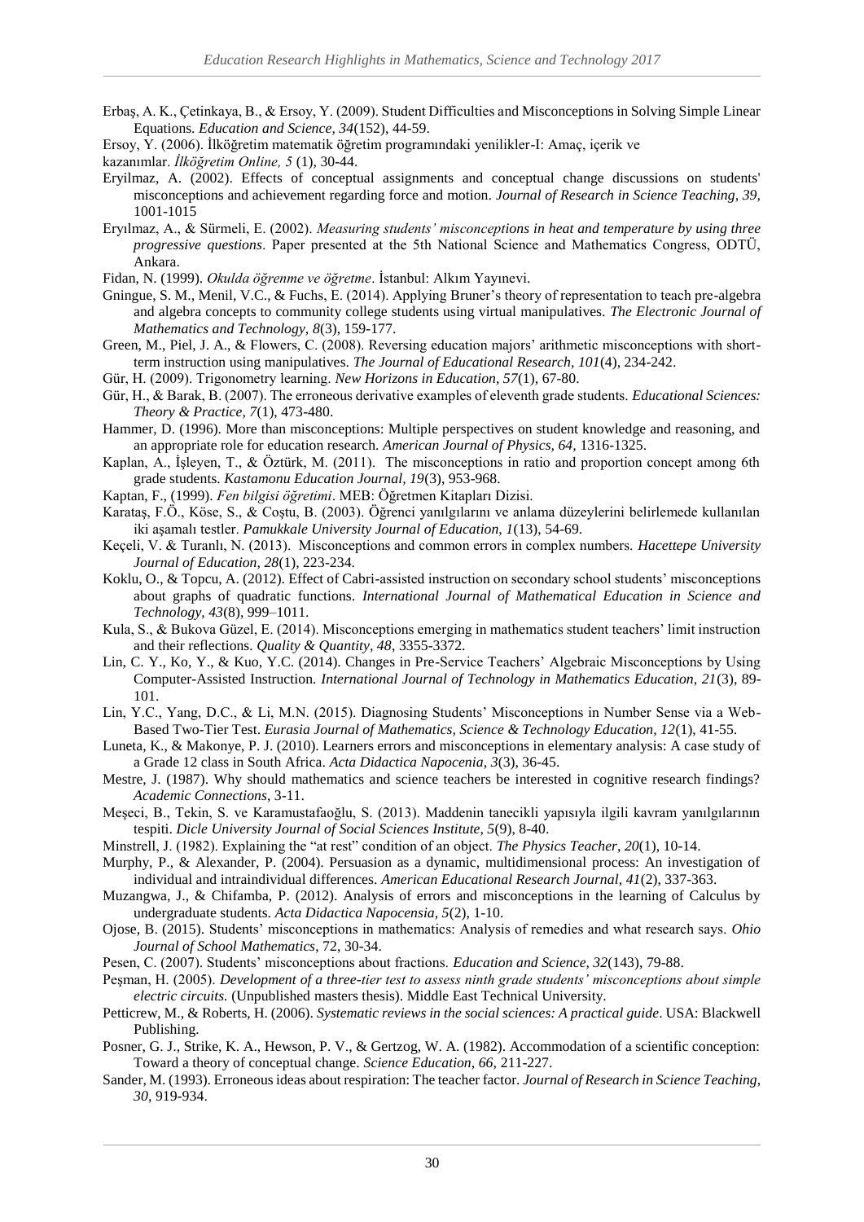Erbaş, A. K., Çetinkaya, B., & Ersoy, Y. (2009). Student Difficulties and Misconceptions in Solving Simple Linear Equations. *Education and Science, 34*(152), 44-59.

Ersoy, Y. (2006). İlköğretim matematik öğretim programındaki yenilikler-I: Amaç, içerik ve kazanımlar. *İlköğretim Online, 5* (1), 30-44.

Eryilmaz, A. (2002). Effects of conceptual assignments and conceptual change discussions on students' misconceptions and achievement regarding force and motion. *Journal of Research in Science Teaching, 39,* 1001-1015

Eryılmaz, A., & Sürmeli, E. (2002). *Measuring students' misconceptions in heat and temperature by using three progressive questions*. Paper presented at the 5th National Science and Mathematics Congress, ODTÜ, Ankara.

Fidan, N. (1999). *Okulda öğrenme ve öğretme*. İstanbul: Alkım Yayınevi.

Gningue, S. M., Menil, V.C., & Fuchs, E. (2014). Applying Bruner's theory of representation to teach pre-algebra and algebra concepts to community college students using virtual manipulatives. *The Electronic Journal of Mathematics and Technology, 8*(3), 159-177.

Green, M., Piel, J. A., & Flowers, C. (2008). Reversing education majors' arithmetic misconceptions with short-term instruction using manipulatives. *The Journal of Educational Research, 101*(4), 234-242.

Gür, H. (2009). Trigonometry learning. *New Horizons in Education, 57*(1), 67-80.

Gür, H., & Barak, B. (2007). The erroneous derivative examples of eleventh grade students. *Educational Sciences: Theory & Practice, 7*(1), 473-480.

Hammer, D. (1996). More than misconceptions: Multiple perspectives on student knowledge and reasoning, and an appropriate role for education research. *American Journal of Physics, 64,* 1316-1325.

Kaplan, A., İşleyen, T., & Öztürk, M. (2011). The misconceptions in ratio and proportion concept among 6th grade students. *Kastamonu Education Journal, 19*(3), 953-968.

Kaptan, F., (1999). *Fen bilgisi öğretimi*. MEB: Öğretmen Kitapları Dizisi.

Karataş, F.Ö., Köse, S., & Coştu, B. (2003). Öğrenci yanılgılarını ve anlama düzeylerini belirlemede kullanılan iki aşamalı testler. *Pamukkale University Journal of Education, 1*(13), 54-69.

Keçeli, V. & Turanlı, N. (2013). Misconceptions and common errors in complex numbers. *Hacettepe University Journal of Education, 28*(1), 223-234.

Koklu, O., & Topcu, A. (2012). Effect of Cabri-assisted instruction on secondary school students' misconceptions about graphs of quadratic functions. *International Journal of Mathematical Education in Science and Technology, 43*(8), 999–1011.

Kula, S., & Bukova Güzel, E. (2014). Misconceptions emerging in mathematics student teachers' limit instruction and their reflections. *Quality & Quantity, 48*, 3355-3372.

Lin, C. Y., Ko, Y., & Kuo, Y.C. (2014). Changes in Pre-Service Teachers' Algebraic Misconceptions by Using Computer-Assisted Instruction. *International Journal of Technology in Mathematics Education, 21*(3), 89-101.

Lin, Y.C., Yang, D.C., & Li, M.N. (2015). Diagnosing Students' Misconceptions in Number Sense via a Web-Based Two-Tier Test. *Eurasia Journal of Mathematics, Science & Technology Education, 12*(1), 41-55.

Luneta, K., & Makonye, P. J. (2010). Learners errors and misconceptions in elementary analysis: A case study of a Grade 12 class in South Africa. *Acta Didactica Napocenia, 3*(3), 36-45.

Mestre, J. (1987). Why should mathematics and science teachers be interested in cognitive research findings? *Academic Connections*, 3-11.

Meşeci, B., Tekin, S. ve Karamustafaoğlu, S. (2013). Maddenin tanecikli yapısıyla ilgili kavram yanılgılarının tespiti. *Dicle University Journal of Social Sciences Institute, 5*(9), 8-40.

Minstrell, J. (1982). Explaining the "at rest" condition of an object. *The Physics Teacher, 20*(1), 10-14.

Murphy, P., & Alexander, P. (2004). Persuasion as a dynamic, multidimensional process: An investigation of individual and intraindividual differences. *American Educational Research Journal, 41*(2), 337-363.

Muzangwa, J., & Chifamba, P. (2012). Analysis of errors and misconceptions in the learning of Calculus by undergraduate students. *Acta Didactica Napocensia, 5*(2), 1-10.

Ojose, B. (2015). Students' misconceptions in mathematics: Analysis of remedies and what research says. *Ohio Journal of School Mathematics*, 72, 30-34.

Pesen, C. (2007). Students' misconceptions about fractions. *Education and Science, 32*(143), 79-88.

Peşman, H. (2005). *Development of a three-tier test to assess ninth grade students' misconceptions about simple electric circuits.* (Unpublished masters thesis). Middle East Technical University.

Petticrew, M., & Roberts, H. (2006). *Systematic reviews in the social sciences: A practical guide*. USA: Blackwell Publishing.

Posner, G. J., Strike, K. A., Hewson, P. V., & Gertzog, W. A. (1982). Accommodation of a scientific conception: Toward a theory of conceptual change. *Science Education, 66,* 211-227.

Sander, M. (1993). Erroneous ideas about respiration: The teacher factor. *Journal of Research in Science Teaching, 30,* 919-934.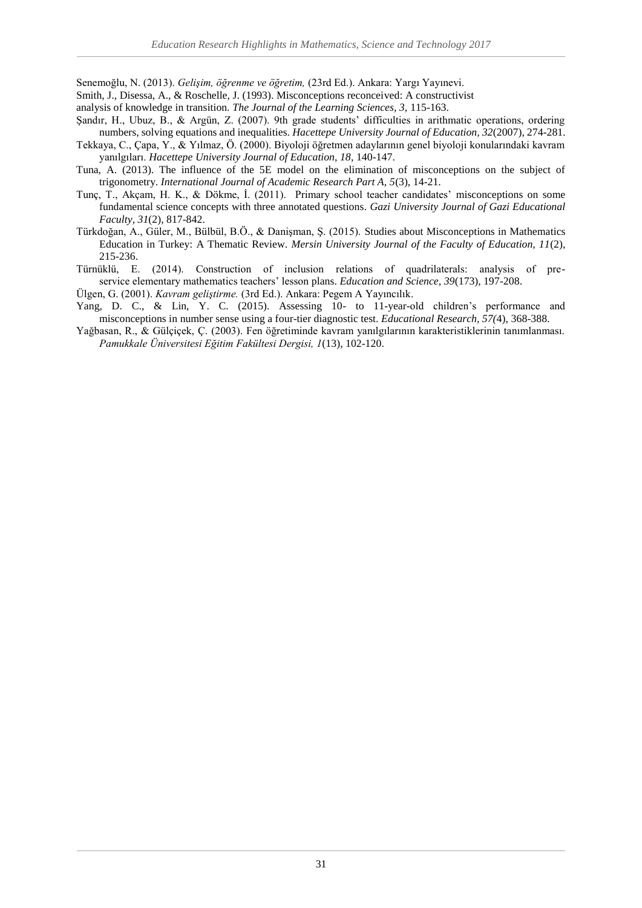Senemoğlu, N. (2013). *Gelişim, öğrenme ve öğretim,* (23rd Ed.). Ankara: Yargı Yayınevi.

Smith, J., Disessa, A., & Roschelle, J. (1993). Misconceptions reconceived: A constructivist analysis of knowledge in transition. *The Journal of the Learning Sciences, 3,* 115-163.

Şandır, H., Ubuz, B., & Argün, Z. (2007). 9th grade students' difficulties in arithmatic operations, ordering numbers, solving equations and inequalities. *Hacettepe University Journal of Education, 32*(2007), 274-281.

Tekkaya, C., Çapa, Y., & Yılmaz, Ö. (2000). Biyoloji öğretmen adaylarının genel biyoloji konularındaki kavram yanılgıları. *Hacettepe University Journal of Education, 18,* 140-147.

Tuna, A. (2013). The influence of the 5E model on the elimination of misconceptions on the subject of trigonometry. *International Journal of Academic Research Part A, 5*(3), 14-21.

Tunç, T., Akçam, H. K., & Dökme, İ. (2011). Primary school teacher candidates' misconceptions on some fundamental science concepts with three annotated questions. *Gazi University Journal of Gazi Educational Faculty, 31*(2), 817-842.

Türkdoğan, A., Güler, M., Bülbül, B.Ö., & Danişman, Ş. (2015). Studies about Misconceptions in Mathematics Education in Turkey: A Thematic Review. *Mersin University Journal of the Faculty of Education, 11*(2), 215-236.

Türnüklü, E. (2014). Construction of inclusion relations of quadrilaterals: analysis of pre-service elementary mathematics teachers' lesson plans. *Education and Science, 39*(173), 197-208.

Ülgen, G. (2001). *Kavram geliştirme.* (3rd Ed.). Ankara: Pegem A Yayıncılık.

Yang, D. C., & Lin, Y. C. (2015). Assessing 10- to 11-year-old children's performance and misconceptions in number sense using a four-tier diagnostic test. *Educational Research, 57(*4), 368-388.

Yağbasan, R., & Gülçiçek, Ç. (2003). Fen öğretiminde kavram yanılgılarının karakteristiklerinin tanımlanması. *Pamukkale Üniversitesi Eğitim Fakültesi Dergisi, 1*(13), 102-120.